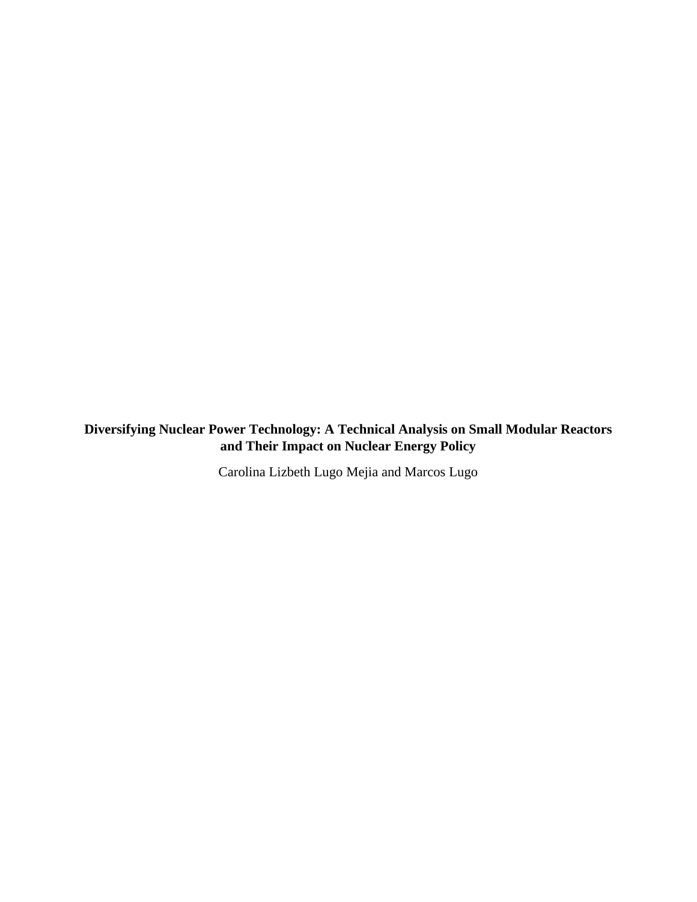# Diversifying Nuclear Power Technology: A Technical Analysis on Small Modular Reactors and Their Impact on Nuclear Energy Policy

Carolina Lizbeth Lugo Mejia and Marcos Lugo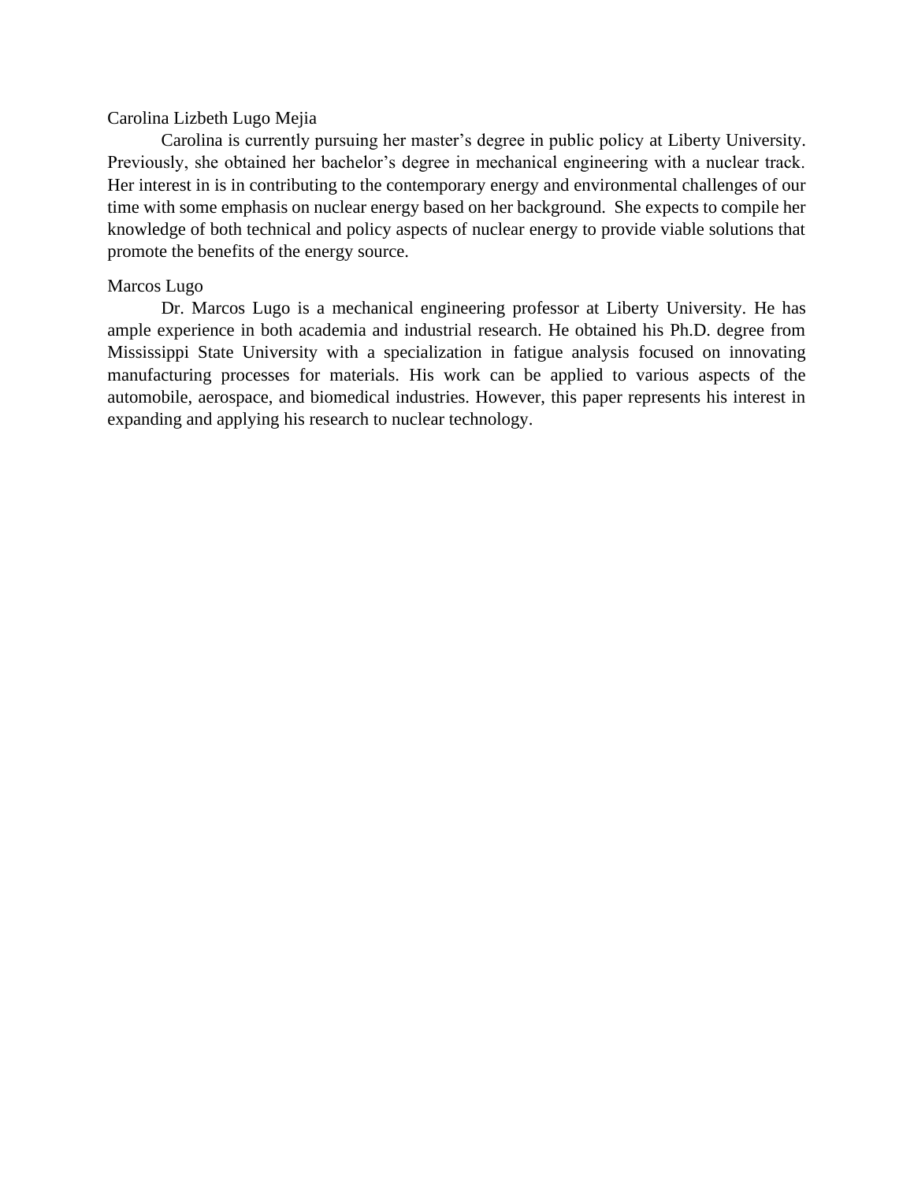Carolina Lizbeth Lugo Mejia

Carolina is currently pursuing her master's degree in public policy at Liberty University. Previously, she obtained her bachelor's degree in mechanical engineering with a nuclear track. Her interest in is in contributing to the contemporary energy and environmental challenges of our time with some emphasis on nuclear energy based on her background. She expects to compile her knowledge of both technical and policy aspects of nuclear energy to provide viable solutions that promote the benefits of the energy source.

Marcos Lugo

Dr. Marcos Lugo is a mechanical engineering professor at Liberty University. He has ample experience in both academia and industrial research. He obtained his Ph.D. degree from Mississippi State University with a specialization in fatigue analysis focused on innovating manufacturing processes for materials. His work can be applied to various aspects of the automobile, aerospace, and biomedical industries. However, this paper represents his interest in expanding and applying his research to nuclear technology.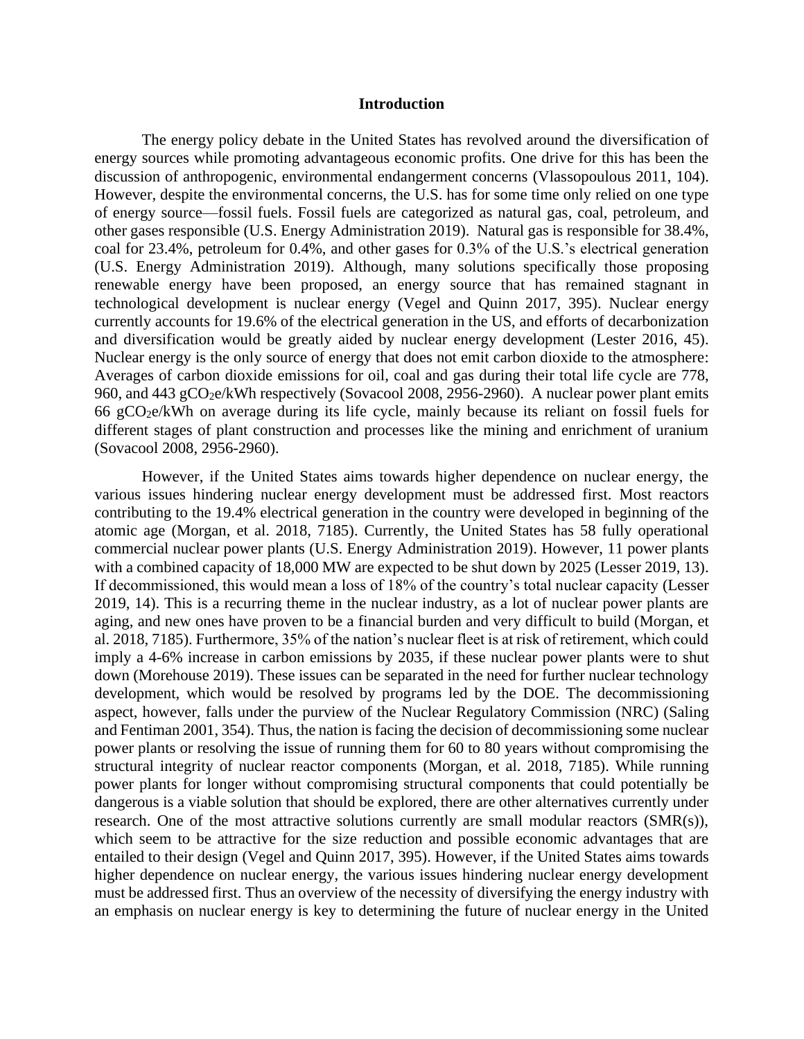# Introduction

The energy policy debate in the United States has revolved around the diversification of energy sources while promoting advantageous economic profits. One drive for this has been the discussion of anthropogenic, environmental endangerment concerns (Vlassopoulous 2011, 104). However, despite the environmental concerns, the U.S. has for some time only relied on one type of energy source—fossil fuels. Fossil fuels are categorized as natural gas, coal, petroleum, and other gases responsible (U.S. Energy Administration 2019). Natural gas is responsible for 38.4%, coal for 23.4%, petroleum for 0.4%, and other gases for 0.3% of the U.S.'s electrical generation (U.S. Energy Administration 2019). Although, many solutions specifically those proposing renewable energy have been proposed, an energy source that has remained stagnant in technological development is nuclear energy (Vegel and Quinn 2017, 395). Nuclear energy currently accounts for 19.6% of the electrical generation in the US, and efforts of decarbonization and diversification would be greatly aided by nuclear energy development (Lester 2016, 45). Nuclear energy is the only source of energy that does not emit carbon dioxide to the atmosphere: Averages of carbon dioxide emissions for oil, coal and gas during their total life cycle are 778, 960, and 443 $gCO_2e/kWh$ respectively (Sovacool 2008, 2956-2960). A nuclear power plant emits 66 $gCO_2e/kWh$ on average during its life cycle, mainly because its reliant on fossil fuels for different stages of plant construction and processes like the mining and enrichment of uranium (Sovacool 2008, 2956-2960).

However, if the United States aims towards higher dependence on nuclear energy, the various issues hindering nuclear energy development must be addressed first. Most reactors contributing to the 19.4% electrical generation in the country were developed in beginning of the atomic age (Morgan, et al. 2018, 7185). Currently, the United States has 58 fully operational commercial nuclear power plants (U.S. Energy Administration 2019). However, 11 power plants with a combined capacity of 18,000 MW are expected to be shut down by 2025 (Lesser 2019, 13). If decommissioned, this would mean a loss of 18% of the country's total nuclear capacity (Lesser 2019, 14). This is a recurring theme in the nuclear industry, as a lot of nuclear power plants are aging, and new ones have proven to be a financial burden and very difficult to build (Morgan, et al. 2018, 7185). Furthermore, 35% of the nation's nuclear fleet is at risk of retirement, which could imply a 4-6% increase in carbon emissions by 2035, if these nuclear power plants were to shut down (Morehouse 2019). These issues can be separated in the need for further nuclear technology development, which would be resolved by programs led by the DOE. The decommissioning aspect, however, falls under the purview of the Nuclear Regulatory Commission (NRC) (Saling and Fentiman 2001, 354). Thus, the nation is facing the decision of decommissioning some nuclear power plants or resolving the issue of running them for 60 to 80 years without compromising the structural integrity of nuclear reactor components (Morgan, et al. 2018, 7185). While running power plants for longer without compromising structural components that could potentially be dangerous is a viable solution that should be explored, there are other alternatives currently under research. One of the most attractive solutions currently are small modular reactors (SMR(s)), which seem to be attractive for the size reduction and possible economic advantages that are entailed to their design (Vegel and Quinn 2017, 395). However, if the United States aims towards higher dependence on nuclear energy, the various issues hindering nuclear energy development must be addressed first. Thus an overview of the necessity of diversifying the energy industry with an emphasis on nuclear energy is key to determining the future of nuclear energy in the United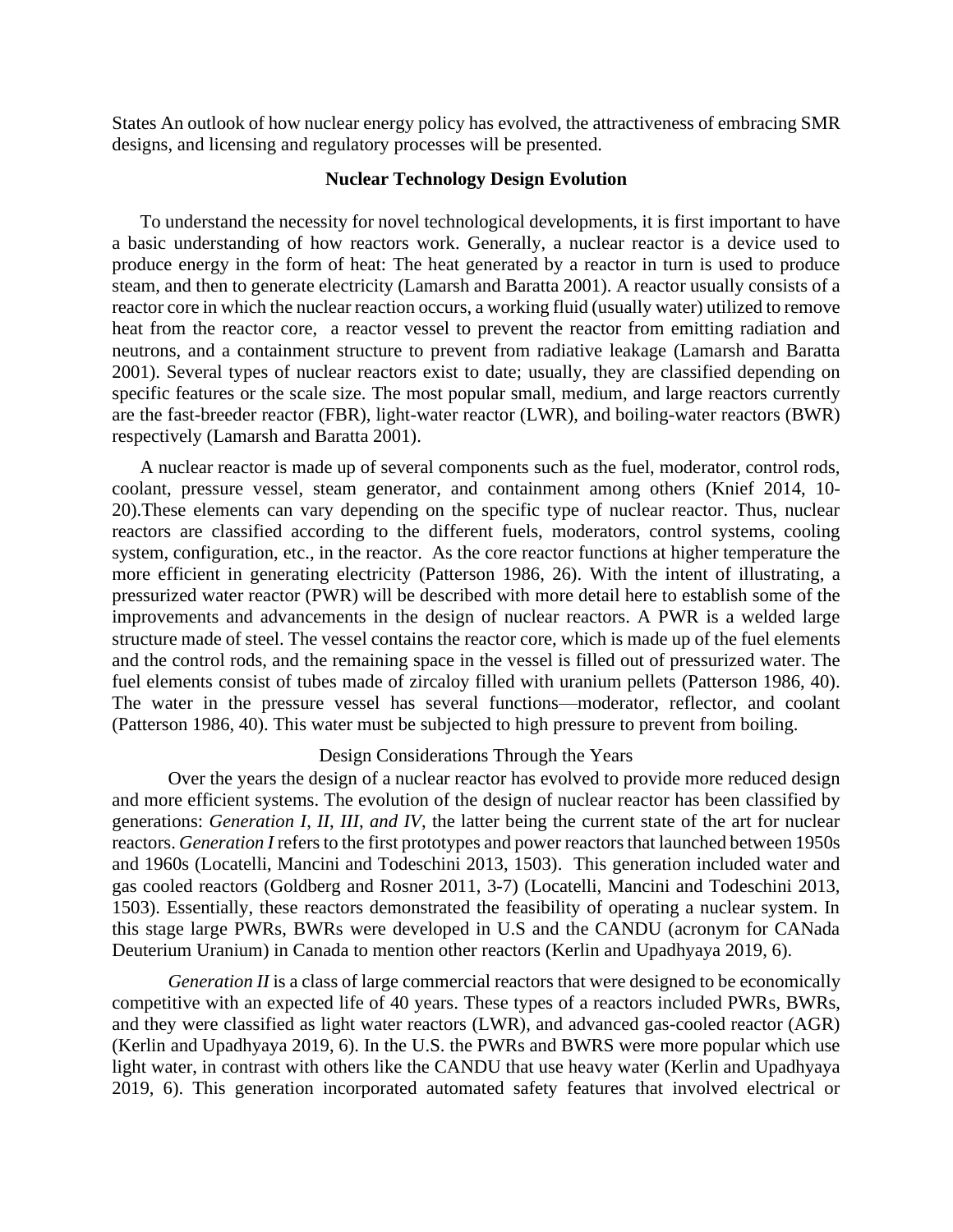States An outlook of how nuclear energy policy has evolved, the attractiveness of embracing SMR designs, and licensing and regulatory processes will be presented.

## Nuclear Technology Design Evolution

To understand the necessity for novel technological developments, it is first important to have a basic understanding of how reactors work. Generally, a nuclear reactor is a device used to produce energy in the form of heat: The heat generated by a reactor in turn is used to produce steam, and then to generate electricity (Lamarsh and Baratta 2001). A reactor usually consists of a reactor core in which the nuclear reaction occurs, a working fluid (usually water) utilized to remove heat from the reactor core, a reactor vessel to prevent the reactor from emitting radiation and neutrons, and a containment structure to prevent from radiative leakage (Lamarsh and Baratta 2001). Several types of nuclear reactors exist to date; usually, they are classified depending on specific features or the scale size. The most popular small, medium, and large reactors currently are the fast-breeder reactor (FBR), light-water reactor (LWR), and boiling-water reactors (BWR) respectively (Lamarsh and Baratta 2001).

A nuclear reactor is made up of several components such as the fuel, moderator, control rods, coolant, pressure vessel, steam generator, and containment among others (Knief 2014, 10-20).These elements can vary depending on the specific type of nuclear reactor. Thus, nuclear reactors are classified according to the different fuels, moderators, control systems, cooling system, configuration, etc., in the reactor. As the core reactor functions at higher temperature the more efficient in generating electricity (Patterson 1986, 26). With the intent of illustrating, a pressurized water reactor (PWR) will be described with more detail here to establish some of the improvements and advancements in the design of nuclear reactors. A PWR is a welded large structure made of steel. The vessel contains the reactor core, which is made up of the fuel elements and the control rods, and the remaining space in the vessel is filled out of pressurized water. The fuel elements consist of tubes made of zircaloy filled with uranium pellets (Patterson 1986, 40). The water in the pressure vessel has several functions—moderator, reflector, and coolant (Patterson 1986, 40). This water must be subjected to high pressure to prevent from boiling.

### Design Considerations Through the Years

Over the years the design of a nuclear reactor has evolved to provide more reduced design and more efficient systems. The evolution of the design of nuclear reactor has been classified by generations: *Generation I, II, III, and IV*, the latter being the current state of the art for nuclear reactors. *Generation I* refers to the first prototypes and power reactors that launched between 1950s and 1960s (Locatelli, Mancini and Todeschini 2013, 1503). This generation included water and gas cooled reactors (Goldberg and Rosner 2011, 3-7) (Locatelli, Mancini and Todeschini 2013, 1503). Essentially, these reactors demonstrated the feasibility of operating a nuclear system. In this stage large PWRs, BWRs were developed in U.S and the CANDU (acronym for CANada Deuterium Uranium) in Canada to mention other reactors (Kerlin and Upadhyaya 2019, 6).

*Generation II* is a class of large commercial reactors that were designed to be economically competitive with an expected life of 40 years. These types of a reactors included PWRs, BWRs, and they were classified as light water reactors (LWR), and advanced gas-cooled reactor (AGR) (Kerlin and Upadhyaya 2019, 6). In the U.S. the PWRs and BWRS were more popular which use light water, in contrast with others like the CANDU that use heavy water (Kerlin and Upadhyaya 2019, 6). This generation incorporated automated safety features that involved electrical or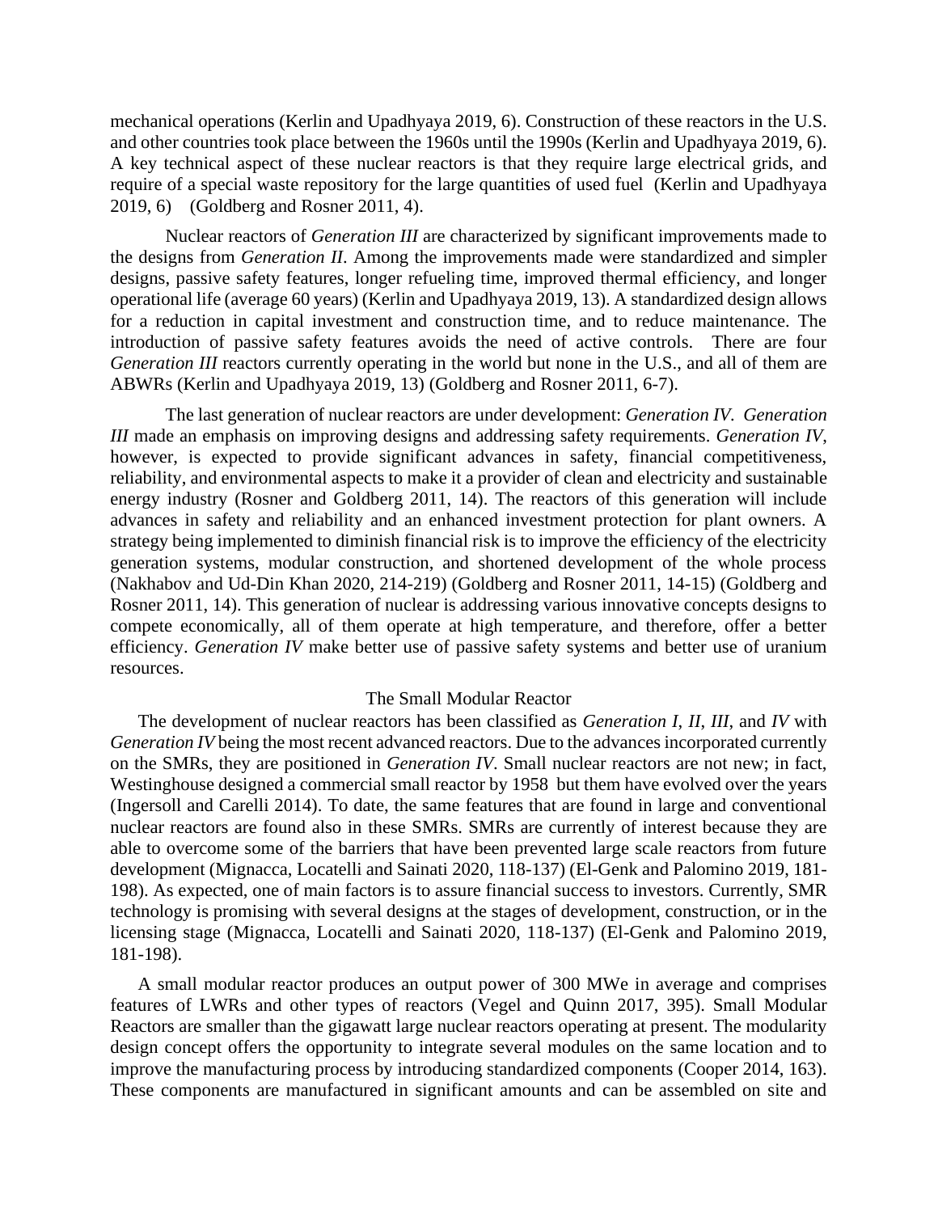mechanical operations (Kerlin and Upadhyaya 2019, 6). Construction of these reactors in the U.S. and other countries took place between the 1960s until the 1990s (Kerlin and Upadhyaya 2019, 6). A key technical aspect of these nuclear reactors is that they require large electrical grids, and require of a special waste repository for the large quantities of used fuel (Kerlin and Upadhyaya 2019, 6) (Goldberg and Rosner 2011, 4).

Nuclear reactors of *Generation III* are characterized by significant improvements made to the designs from *Generation II*. Among the improvements made were standardized and simpler designs, passive safety features, longer refueling time, improved thermal efficiency, and longer operational life (average 60 years) (Kerlin and Upadhyaya 2019, 13). A standardized design allows for a reduction in capital investment and construction time, and to reduce maintenance. The introduction of passive safety features avoids the need of active controls. There are four *Generation III* reactors currently operating in the world but none in the U.S., and all of them are ABWRs (Kerlin and Upadhyaya 2019, 13) (Goldberg and Rosner 2011, 6-7).

The last generation of nuclear reactors are under development: *Generation IV*. *Generation III* made an emphasis on improving designs and addressing safety requirements. *Generation IV*, however, is expected to provide significant advances in safety, financial competitiveness, reliability, and environmental aspects to make it a provider of clean and electricity and sustainable energy industry (Rosner and Goldberg 2011, 14). The reactors of this generation will include advances in safety and reliability and an enhanced investment protection for plant owners. A strategy being implemented to diminish financial risk is to improve the efficiency of the electricity generation systems, modular construction, and shortened development of the whole process (Nakhabov and Ud-Din Khan 2020, 214-219) (Goldberg and Rosner 2011, 14-15) (Goldberg and Rosner 2011, 14). This generation of nuclear is addressing various innovative concepts designs to compete economically, all of them operate at high temperature, and therefore, offer a better efficiency. *Generation IV* make better use of passive safety systems and better use of uranium resources.

## The Small Modular Reactor

The development of nuclear reactors has been classified as *Generation I*, *II*, *III*, and *IV* with *Generation IV* being the most recent advanced reactors. Due to the advances incorporated currently on the SMRs, they are positioned in *Generation IV*. Small nuclear reactors are not new; in fact, Westinghouse designed a commercial small reactor by 1958 but them have evolved over the years (Ingersoll and Carelli 2014). To date, the same features that are found in large and conventional nuclear reactors are found also in these SMRs. SMRs are currently of interest because they are able to overcome some of the barriers that have been prevented large scale reactors from future development (Mignacca, Locatelli and Sainati 2020, 118-137) (El-Genk and Palomino 2019, 181-198). As expected, one of main factors is to assure financial success to investors. Currently, SMR technology is promising with several designs at the stages of development, construction, or in the licensing stage (Mignacca, Locatelli and Sainati 2020, 118-137) (El-Genk and Palomino 2019, 181-198).

A small modular reactor produces an output power of 300 MWe in average and comprises features of LWRs and other types of reactors (Vegel and Quinn 2017, 395). Small Modular Reactors are smaller than the gigawatt large nuclear reactors operating at present. The modularity design concept offers the opportunity to integrate several modules on the same location and to improve the manufacturing process by introducing standardized components (Cooper 2014, 163). These components are manufactured in significant amounts and can be assembled on site and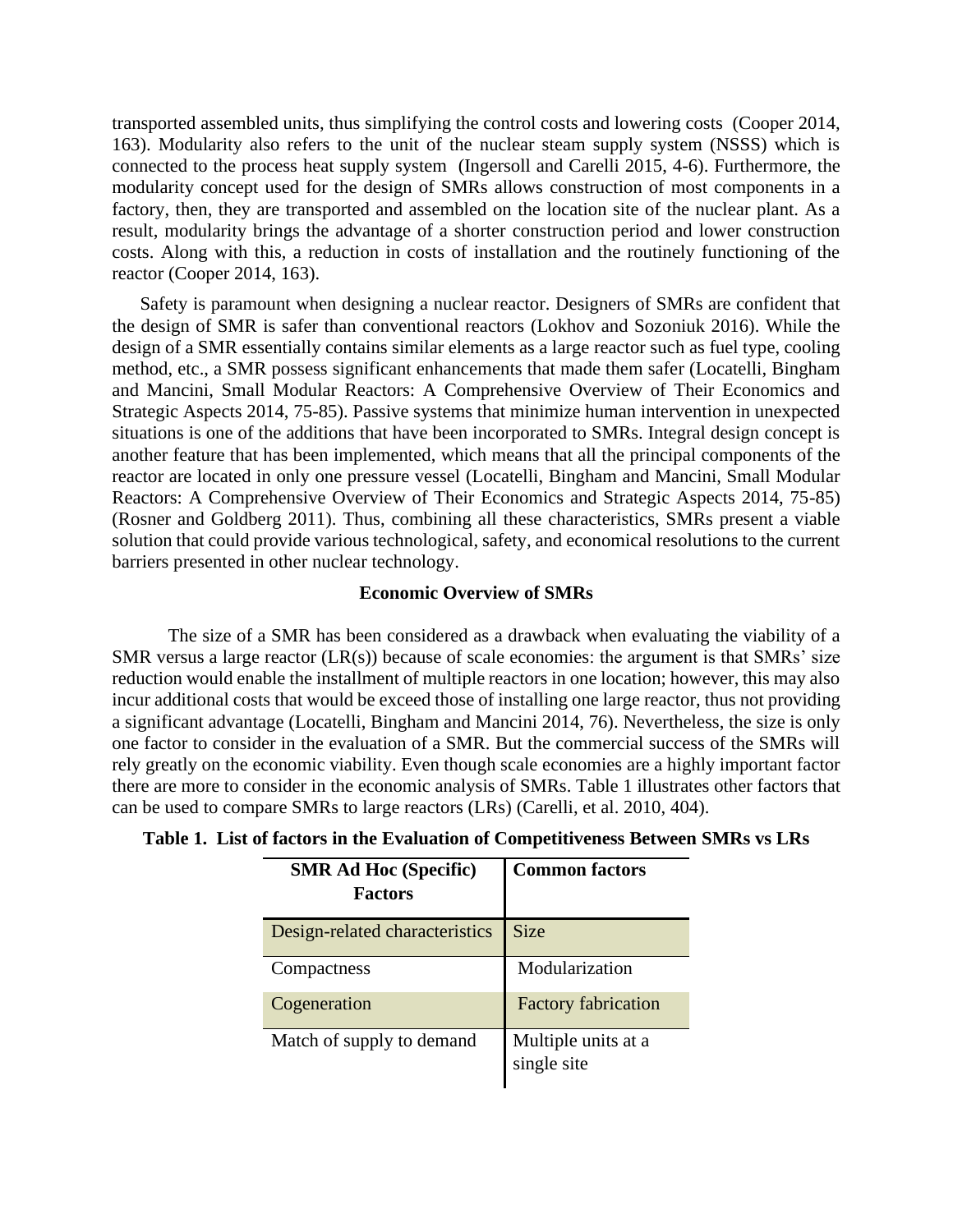transported assembled units, thus simplifying the control costs and lowering costs (Cooper 2014, 163). Modularity also refers to the unit of the nuclear steam supply system (NSSS) which is connected to the process heat supply system (Ingersoll and Carelli 2015, 4-6). Furthermore, the modularity concept used for the design of SMRs allows construction of most components in a factory, then, they are transported and assembled on the location site of the nuclear plant. As a result, modularity brings the advantage of a shorter construction period and lower construction costs. Along with this, a reduction in costs of installation and the routinely functioning of the reactor (Cooper 2014, 163).

Safety is paramount when designing a nuclear reactor. Designers of SMRs are confident that the design of SMR is safer than conventional reactors (Lokhov and Sozoniuk 2016). While the design of a SMR essentially contains similar elements as a large reactor such as fuel type, cooling method, etc., a SMR possess significant enhancements that made them safer (Locatelli, Bingham and Mancini, Small Modular Reactors: A Comprehensive Overview of Their Economics and Strategic Aspects 2014, 75-85). Passive systems that minimize human intervention in unexpected situations is one of the additions that have been incorporated to SMRs. Integral design concept is another feature that has been implemented, which means that all the principal components of the reactor are located in only one pressure vessel (Locatelli, Bingham and Mancini, Small Modular Reactors: A Comprehensive Overview of Their Economics and Strategic Aspects 2014, 75-85) (Rosner and Goldberg 2011). Thus, combining all these characteristics, SMRs present a viable solution that could provide various technological, safety, and economical resolutions to the current barriers presented in other nuclear technology.

## Economic Overview of SMRs

The size of a SMR has been considered as a drawback when evaluating the viability of a SMR versus a large reactor (LR(s)) because of scale economies: the argument is that SMRs' size reduction would enable the installment of multiple reactors in one location; however, this may also incur additional costs that would be exceed those of installing one large reactor, thus not providing a significant advantage (Locatelli, Bingham and Mancini 2014, 76). Nevertheless, the size is only one factor to consider in the evaluation of a SMR. But the commercial success of the SMRs will rely greatly on the economic viability. Even though scale economies are a highly important factor there are more to consider in the economic analysis of SMRs. Table 1 illustrates other factors that can be used to compare SMRs to large reactors (LRs) (Carelli, et al. 2010, 404).

**Table 1. List of factors in the Evaluation of Competitiveness Between SMRs vs LRs**

| SMR Ad Hoc (Specific) Factors | Common factors |
|---|---|
| Design-related characteristics | Size |
| Compactness | Modularization |
| Cogeneration | Factory fabrication |
| Match of supply to demand | Multiple units at a single site |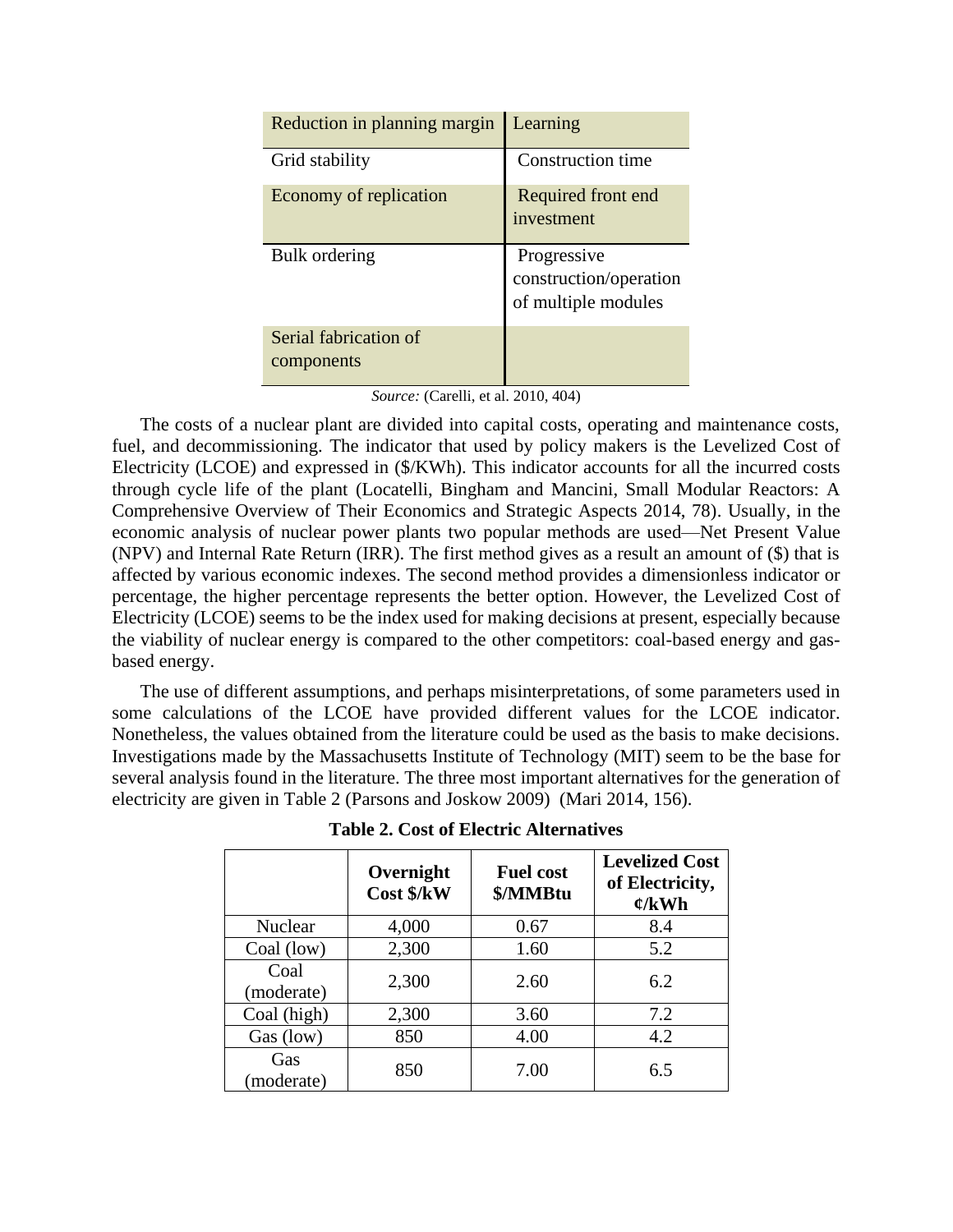| Reduction in planning margin | Learning |
| --- | --- |
| Grid stability | Construction time |
| Economy of replication | Required front end investment |
| Bulk ordering | Progressive construction/operation of multiple modules |
| Serial fabrication of components | |

*Source:* (Carelli, et al. 2010, 404)

The costs of a nuclear plant are divided into capital costs, operating and maintenance costs, fuel, and decommissioning. The indicator that used by policy makers is the Levelized Cost of Electricity (LCOE) and expressed in ($/KWh). This indicator accounts for all the incurred costs through cycle life of the plant (Locatelli, Bingham and Mancini, Small Modular Reactors: A Comprehensive Overview of Their Economics and Strategic Aspects 2014, 78). Usually, in the economic analysis of nuclear power plants two popular methods are used—Net Present Value (NPV) and Internal Rate Return (IRR). The first method gives as a result an amount of ($) that is affected by various economic indexes. The second method provides a dimensionless indicator or percentage, the higher percentage represents the better option. However, the Levelized Cost of Electricity (LCOE) seems to be the index used for making decisions at present, especially because the viability of nuclear energy is compared to the other competitors: coal-based energy and gas-based energy.

The use of different assumptions, and perhaps misinterpretations, of some parameters used in some calculations of the LCOE have provided different values for the LCOE indicator. Nonetheless, the values obtained from the literature could be used as the basis to make decisions. Investigations made by the Massachusetts Institute of Technology (MIT) seem to be the base for several analysis found in the literature. The three most important alternatives for the generation of electricity are given in Table 2 (Parsons and Joskow 2009) (Mari 2014, 156).

**Table 2. Cost of Electric Alternatives**

| | **Overnight Cost $/kW** | **Fuel cost $/MMBtu** | **Levelized Cost of Electricity, ¢/kWh** |
| --- | --- | --- | --- |
| Nuclear | 4,000 | 0.67 | 8.4 |
| Coal (low) | 2,300 | 1.60 | 5.2 |
| Coal (moderate) | 2,300 | 2.60 | 6.2 |
| Coal (high) | 2,300 | 3.60 | 7.2 |
| Gas (low) | 850 | 4.00 | 4.2 |
| Gas (moderate) | 850 | 7.00 | 6.5 |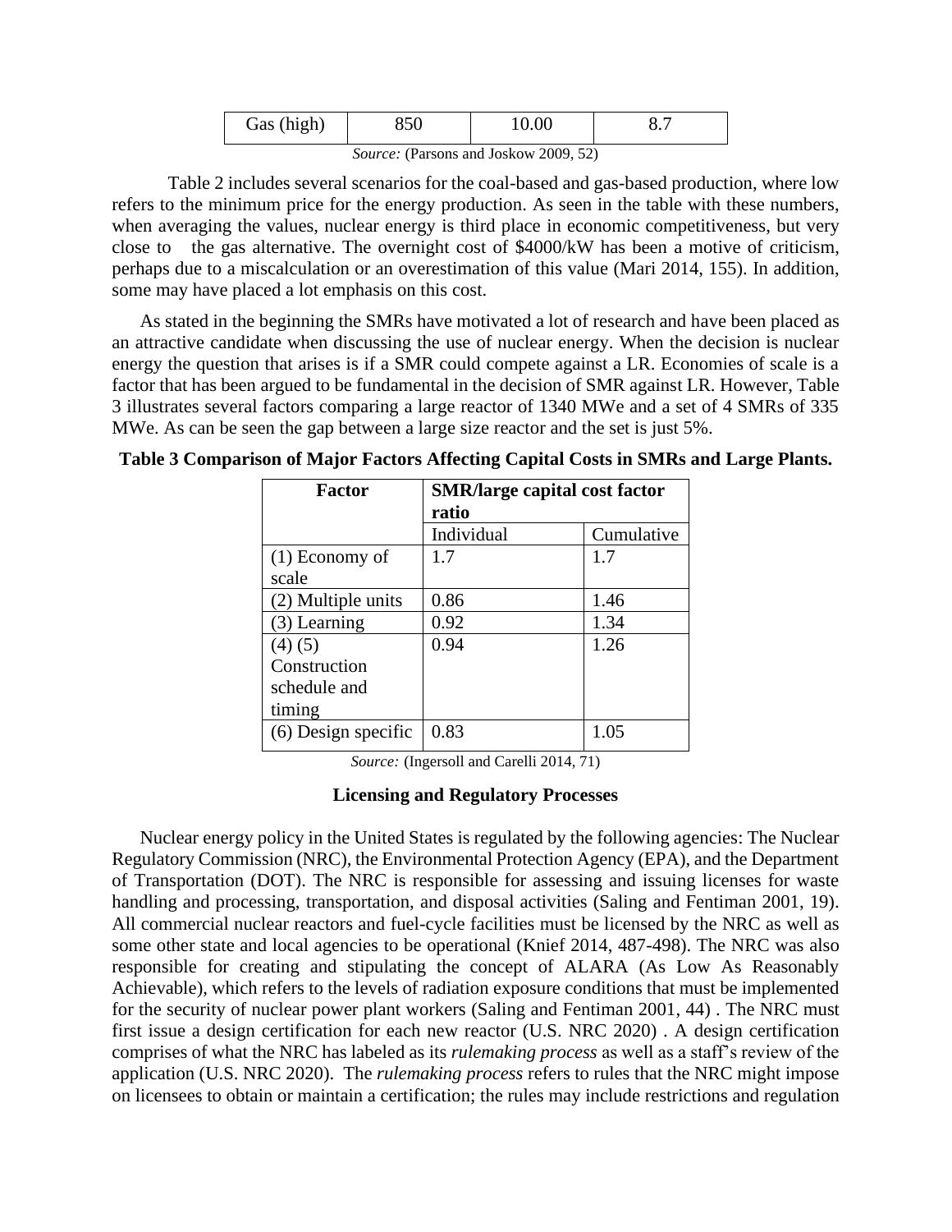| Gas (high) | 850 | 10.00 | 8.7 |
|---|---|---|---|

*Source:* (Parsons and Joskow 2009, 52)

Table 2 includes several scenarios for the coal-based and gas-based production, where low refers to the minimum price for the energy production. As seen in the table with these numbers, when averaging the values, nuclear energy is third place in economic competitiveness, but very close to the gas alternative. The overnight cost of $4000/kW has been a motive of criticism, perhaps due to a miscalculation or an overestimation of this value (Mari 2014, 155). In addition, some may have placed a lot emphasis on this cost.

As stated in the beginning the SMRs have motivated a lot of research and have been placed as an attractive candidate when discussing the use of nuclear energy. When the decision is nuclear energy the question that arises is if a SMR could compete against a LR. Economies of scale is a factor that has been argued to be fundamental in the decision of SMR against LR. However, Table 3 illustrates several factors comparing a large reactor of 1340 MWe and a set of 4 SMRs of 335 MWe. As can be seen the gap between a large size reactor and the set is just 5%.

**Table 3 Comparison of Major Factors Affecting Capital Costs in SMRs and Large Plants.**

| Factor | SMR/large capital cost factor ratio | |
|---|---|---|
| | Individual | Cumulative |
| (1) Economy of scale | 1.7 | 1.7 |
| (2) Multiple units | 0.86 | 1.46 |
| (3) Learning | 0.92 | 1.34 |
| (4) (5) Construction schedule and timing | 0.94 | 1.26 |
| (6) Design specific | 0.83 | 1.05 |

*Source:* (Ingersoll and Carelli 2014, 71)

### Licensing and Regulatory Processes

Nuclear energy policy in the United States is regulated by the following agencies: The Nuclear Regulatory Commission (NRC), the Environmental Protection Agency (EPA), and the Department of Transportation (DOT). The NRC is responsible for assessing and issuing licenses for waste handling and processing, transportation, and disposal activities (Saling and Fentiman 2001, 19). All commercial nuclear reactors and fuel-cycle facilities must be licensed by the NRC as well as some other state and local agencies to be operational (Knief 2014, 487-498). The NRC was also responsible for creating and stipulating the concept of ALARA (As Low As Reasonably Achievable), which refers to the levels of radiation exposure conditions that must be implemented for the security of nuclear power plant workers (Saling and Fentiman 2001, 44) . The NRC must first issue a design certification for each new reactor (U.S. NRC 2020) . A design certification comprises of what the NRC has labeled as its *rulemaking process* as well as a staff's review of the application (U.S. NRC 2020). The *rulemaking process* refers to rules that the NRC might impose on licensees to obtain or maintain a certification; the rules may include restrictions and regulation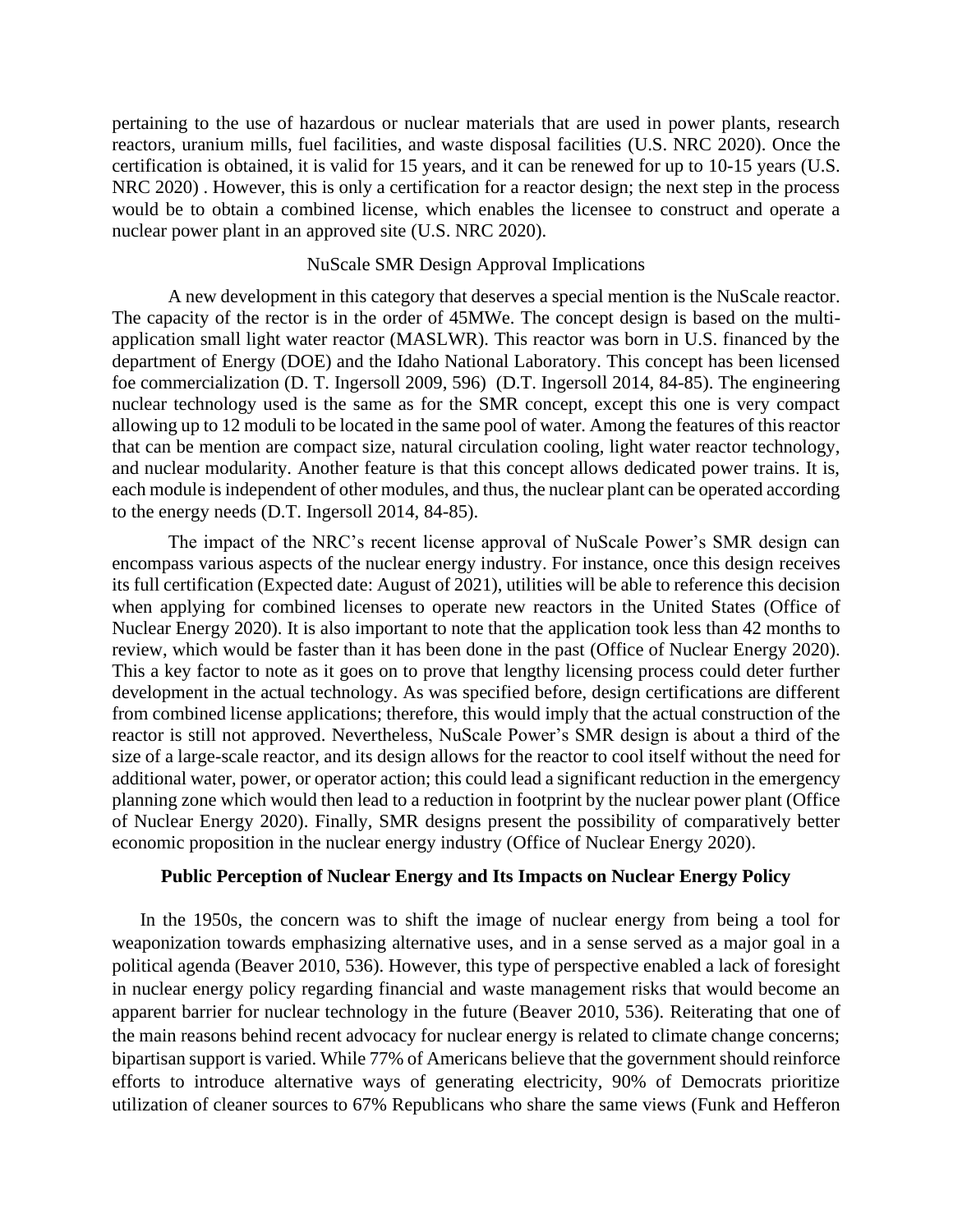pertaining to the use of hazardous or nuclear materials that are used in power plants, research reactors, uranium mills, fuel facilities, and waste disposal facilities (U.S. NRC 2020). Once the certification is obtained, it is valid for 15 years, and it can be renewed for up to 10-15 years (U.S. NRC 2020) . However, this is only a certification for a reactor design; the next step in the process would be to obtain a combined license, which enables the licensee to construct and operate a nuclear power plant in an approved site (U.S. NRC 2020).

### NuScale SMR Design Approval Implications

A new development in this category that deserves a special mention is the NuScale reactor. The capacity of the rector is in the order of 45MWe. The concept design is based on the multi-application small light water reactor (MASLWR). This reactor was born in U.S. financed by the department of Energy (DOE) and the Idaho National Laboratory. This concept has been licensed foe commercialization (D. T. Ingersoll 2009, 596) (D.T. Ingersoll 2014, 84-85). The engineering nuclear technology used is the same as for the SMR concept, except this one is very compact allowing up to 12 moduli to be located in the same pool of water. Among the features of this reactor that can be mention are compact size, natural circulation cooling, light water reactor technology, and nuclear modularity. Another feature is that this concept allows dedicated power trains. It is, each module is independent of other modules, and thus, the nuclear plant can be operated according to the energy needs (D.T. Ingersoll 2014, 84-85).

The impact of the NRC's recent license approval of NuScale Power's SMR design can encompass various aspects of the nuclear energy industry. For instance, once this design receives its full certification (Expected date: August of 2021), utilities will be able to reference this decision when applying for combined licenses to operate new reactors in the United States (Office of Nuclear Energy 2020). It is also important to note that the application took less than 42 months to review, which would be faster than it has been done in the past (Office of Nuclear Energy 2020). This a key factor to note as it goes on to prove that lengthy licensing process could deter further development in the actual technology. As was specified before, design certifications are different from combined license applications; therefore, this would imply that the actual construction of the reactor is still not approved. Nevertheless, NuScale Power's SMR design is about a third of the size of a large-scale reactor, and its design allows for the reactor to cool itself without the need for additional water, power, or operator action; this could lead a significant reduction in the emergency planning zone which would then lead to a reduction in footprint by the nuclear power plant (Office of Nuclear Energy 2020). Finally, SMR designs present the possibility of comparatively better economic proposition in the nuclear energy industry (Office of Nuclear Energy 2020).

## Public Perception of Nuclear Energy and Its Impacts on Nuclear Energy Policy

In the 1950s, the concern was to shift the image of nuclear energy from being a tool for weaponization towards emphasizing alternative uses, and in a sense served as a major goal in a political agenda (Beaver 2010, 536). However, this type of perspective enabled a lack of foresight in nuclear energy policy regarding financial and waste management risks that would become an apparent barrier for nuclear technology in the future (Beaver 2010, 536). Reiterating that one of the main reasons behind recent advocacy for nuclear energy is related to climate change concerns; bipartisan support is varied. While 77% of Americans believe that the government should reinforce efforts to introduce alternative ways of generating electricity, 90% of Democrats prioritize utilization of cleaner sources to 67% Republicans who share the same views (Funk and Hefferon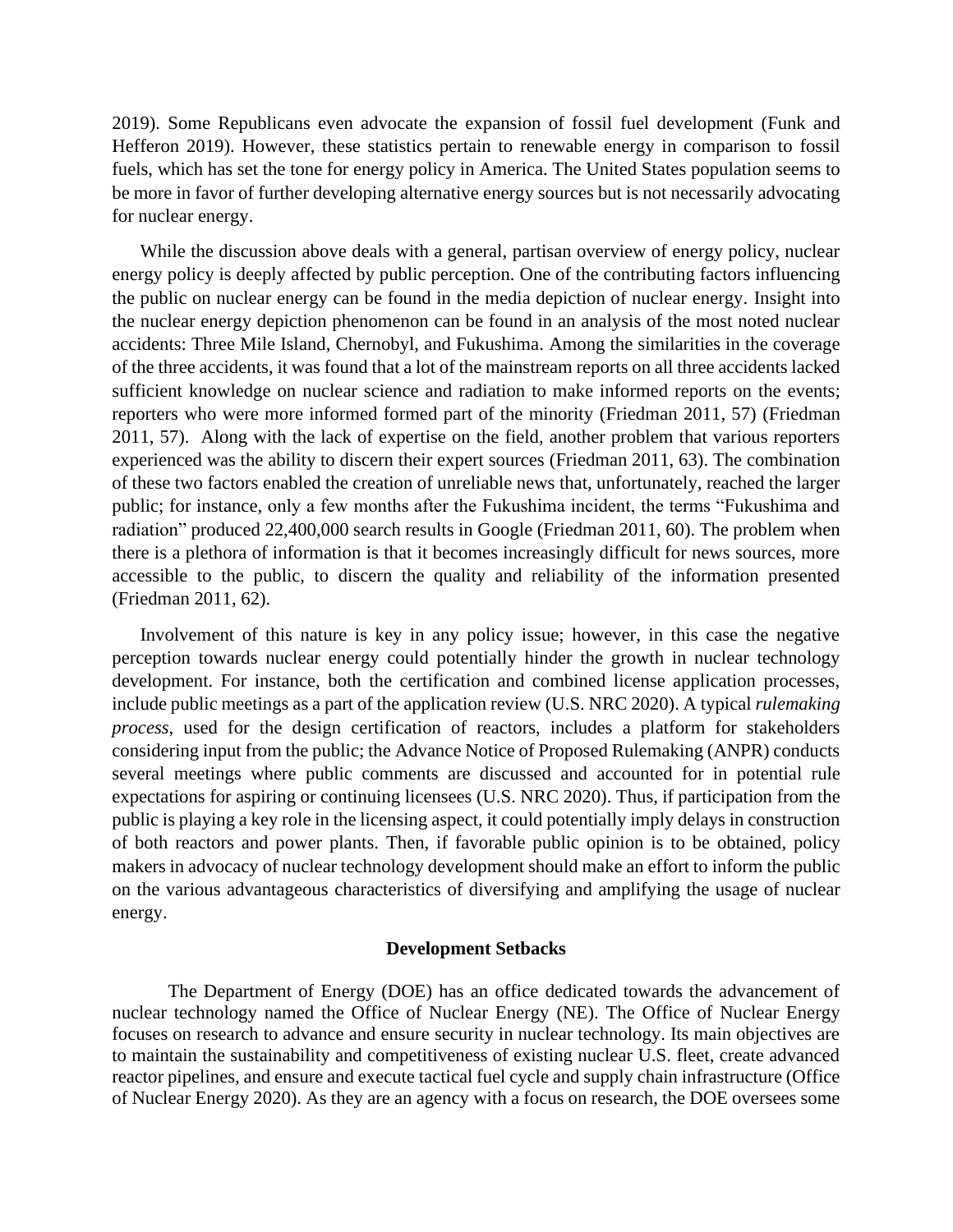2019). Some Republicans even advocate the expansion of fossil fuel development (Funk and Hefferon 2019). However, these statistics pertain to renewable energy in comparison to fossil fuels, which has set the tone for energy policy in America. The United States population seems to be more in favor of further developing alternative energy sources but is not necessarily advocating for nuclear energy.

While the discussion above deals with a general, partisan overview of energy policy, nuclear energy policy is deeply affected by public perception. One of the contributing factors influencing the public on nuclear energy can be found in the media depiction of nuclear energy. Insight into the nuclear energy depiction phenomenon can be found in an analysis of the most noted nuclear accidents: Three Mile Island, Chernobyl, and Fukushima. Among the similarities in the coverage of the three accidents, it was found that a lot of the mainstream reports on all three accidents lacked sufficient knowledge on nuclear science and radiation to make informed reports on the events; reporters who were more informed formed part of the minority (Friedman 2011, 57) (Friedman 2011, 57). Along with the lack of expertise on the field, another problem that various reporters experienced was the ability to discern their expert sources (Friedman 2011, 63). The combination of these two factors enabled the creation of unreliable news that, unfortunately, reached the larger public; for instance, only a few months after the Fukushima incident, the terms "Fukushima and radiation" produced 22,400,000 search results in Google (Friedman 2011, 60). The problem when there is a plethora of information is that it becomes increasingly difficult for news sources, more accessible to the public, to discern the quality and reliability of the information presented (Friedman 2011, 62).

Involvement of this nature is key in any policy issue; however, in this case the negative perception towards nuclear energy could potentially hinder the growth in nuclear technology development. For instance, both the certification and combined license application processes, include public meetings as a part of the application review (U.S. NRC 2020). A typical *rulemaking process*, used for the design certification of reactors, includes a platform for stakeholders considering input from the public; the Advance Notice of Proposed Rulemaking (ANPR) conducts several meetings where public comments are discussed and accounted for in potential rule expectations for aspiring or continuing licensees (U.S. NRC 2020). Thus, if participation from the public is playing a key role in the licensing aspect, it could potentially imply delays in construction of both reactors and power plants. Then, if favorable public opinion is to be obtained, policy makers in advocacy of nuclear technology development should make an effort to inform the public on the various advantageous characteristics of diversifying and amplifying the usage of nuclear energy.

## Development Setbacks

The Department of Energy (DOE) has an office dedicated towards the advancement of nuclear technology named the Office of Nuclear Energy (NE). The Office of Nuclear Energy focuses on research to advance and ensure security in nuclear technology. Its main objectives are to maintain the sustainability and competitiveness of existing nuclear U.S. fleet, create advanced reactor pipelines, and ensure and execute tactical fuel cycle and supply chain infrastructure (Office of Nuclear Energy 2020). As they are an agency with a focus on research, the DOE oversees some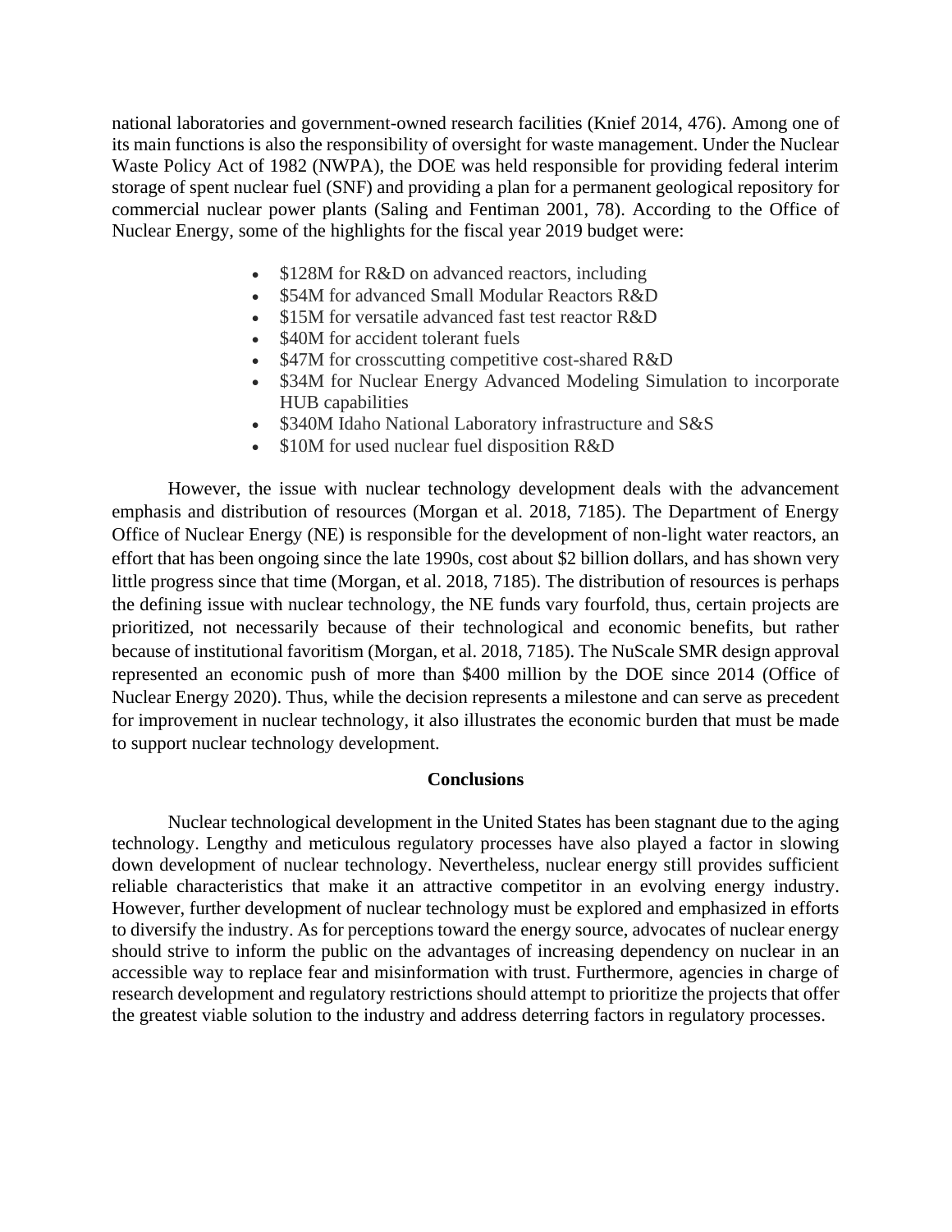national laboratories and government-owned research facilities (Knief 2014, 476). Among one of its main functions is also the responsibility of oversight for waste management. Under the Nuclear Waste Policy Act of 1982 (NWPA), the DOE was held responsible for providing federal interim storage of spent nuclear fuel (SNF) and providing a plan for a permanent geological repository for commercial nuclear power plants (Saling and Fentiman 2001, 78). According to the Office of Nuclear Energy, some of the highlights for the fiscal year 2019 budget were:

- $128M for R&D on advanced reactors, including
- $54M for advanced Small Modular Reactors R&D
- $15M for versatile advanced fast test reactor R&D
- $40M for accident tolerant fuels
- $47M for crosscutting competitive cost-shared R&D
- $34M for Nuclear Energy Advanced Modeling Simulation to incorporate HUB capabilities
- $340M Idaho National Laboratory infrastructure and S&S
- $10M for used nuclear fuel disposition R&D

However, the issue with nuclear technology development deals with the advancement emphasis and distribution of resources (Morgan et al. 2018, 7185). The Department of Energy Office of Nuclear Energy (NE) is responsible for the development of non-light water reactors, an effort that has been ongoing since the late 1990s, cost about $2 billion dollars, and has shown very little progress since that time (Morgan, et al. 2018, 7185). The distribution of resources is perhaps the defining issue with nuclear technology, the NE funds vary fourfold, thus, certain projects are prioritized, not necessarily because of their technological and economic benefits, but rather because of institutional favoritism (Morgan, et al. 2018, 7185). The NuScale SMR design approval represented an economic push of more than $400 million by the DOE since 2014 (Office of Nuclear Energy 2020). Thus, while the decision represents a milestone and can serve as precedent for improvement in nuclear technology, it also illustrates the economic burden that must be made to support nuclear technology development.

## Conclusions

Nuclear technological development in the United States has been stagnant due to the aging technology. Lengthy and meticulous regulatory processes have also played a factor in slowing down development of nuclear technology. Nevertheless, nuclear energy still provides sufficient reliable characteristics that make it an attractive competitor in an evolving energy industry. However, further development of nuclear technology must be explored and emphasized in efforts to diversify the industry. As for perceptions toward the energy source, advocates of nuclear energy should strive to inform the public on the advantages of increasing dependency on nuclear in an accessible way to replace fear and misinformation with trust. Furthermore, agencies in charge of research development and regulatory restrictions should attempt to prioritize the projects that offer the greatest viable solution to the industry and address deterring factors in regulatory processes.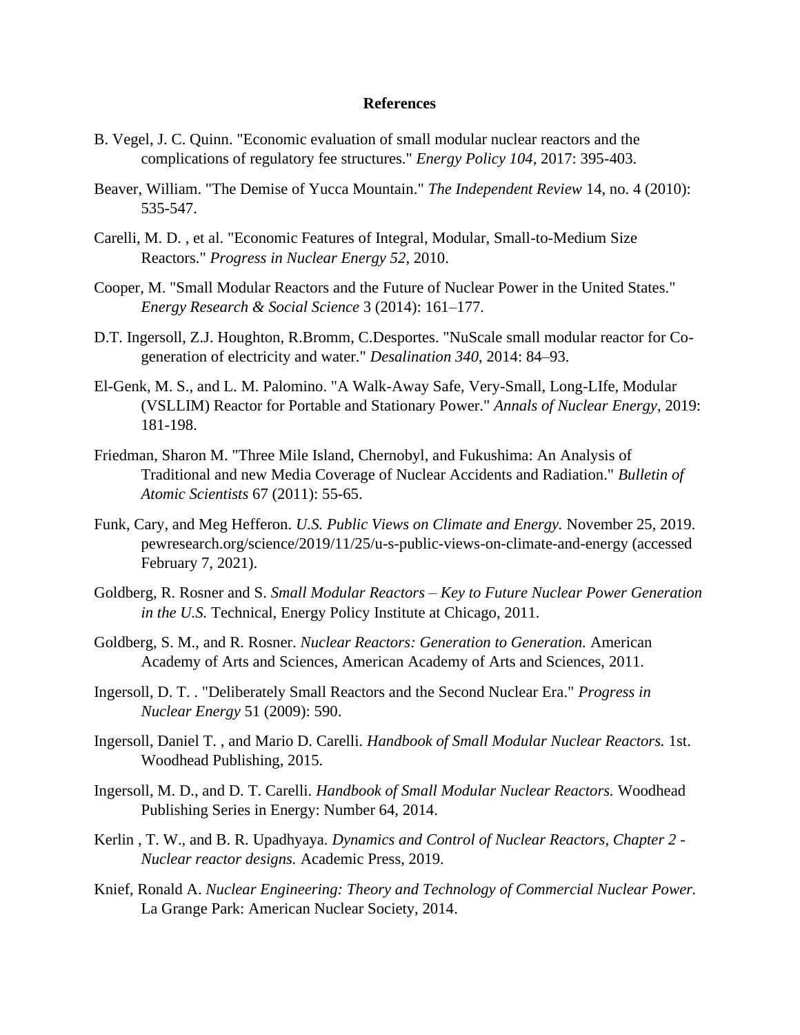**References**

B. Vegel, J. C. Quinn. "Economic evaluation of small modular nuclear reactors and the complications of regulatory fee structures." *Energy Policy 104*, 2017: 395-403.

Beaver, William. "The Demise of Yucca Mountain." *The Independent Review* 14, no. 4 (2010): 535-547.

Carelli, M. D. , et al. "Economic Features of Integral, Modular, Small-to-Medium Size Reactors." *Progress in Nuclear Energy 52*, 2010.

Cooper, M. "Small Modular Reactors and the Future of Nuclear Power in the United States." *Energy Research & Social Science* 3 (2014): 161–177.

D.T. Ingersoll, Z.J. Houghton, R.Bromm, C.Desportes. "NuScale small modular reactor for Co-generation of electricity and water." *Desalination 340*, 2014: 84–93.

El-Genk, M. S., and L. M. Palomino. "A Walk-Away Safe, Very-Small, Long-LIfe, Modular (VSLLIM) Reactor for Portable and Stationary Power." *Annals of Nuclear Energy*, 2019: 181-198.

Friedman, Sharon M. "Three Mile Island, Chernobyl, and Fukushima: An Analysis of Traditional and new Media Coverage of Nuclear Accidents and Radiation." *Bulletin of Atomic Scientists* 67 (2011): 55-65.

Funk, Cary, and Meg Hefferon. *U.S. Public Views on Climate and Energy.* November 25, 2019. pewresearch.org/science/2019/11/25/u-s-public-views-on-climate-and-energy (accessed February 7, 2021).

Goldberg, R. Rosner and S. *Small Modular Reactors – Key to Future Nuclear Power Generation in the U.S.* Technical, Energy Policy Institute at Chicago, 2011.

Goldberg, S. M., and R. Rosner. *Nuclear Reactors: Generation to Generation.* American Academy of Arts and Sciences, American Academy of Arts and Sciences, 2011.

Ingersoll, D. T. . "Deliberately Small Reactors and the Second Nuclear Era." *Progress in Nuclear Energy* 51 (2009): 590.

Ingersoll, Daniel T. , and Mario D. Carelli. *Handbook of Small Modular Nuclear Reactors.* 1st. Woodhead Publishing, 2015.

Ingersoll, M. D., and D. T. Carelli. *Handbook of Small Modular Nuclear Reactors.* Woodhead Publishing Series in Energy: Number 64, 2014.

Kerlin , T. W., and B. R. Upadhyaya. *Dynamics and Control of Nuclear Reactors, Chapter 2 - Nuclear reactor designs.* Academic Press, 2019.

Knief, Ronald A. *Nuclear Engineering: Theory and Technology of Commercial Nuclear Power.* La Grange Park: American Nuclear Society, 2014.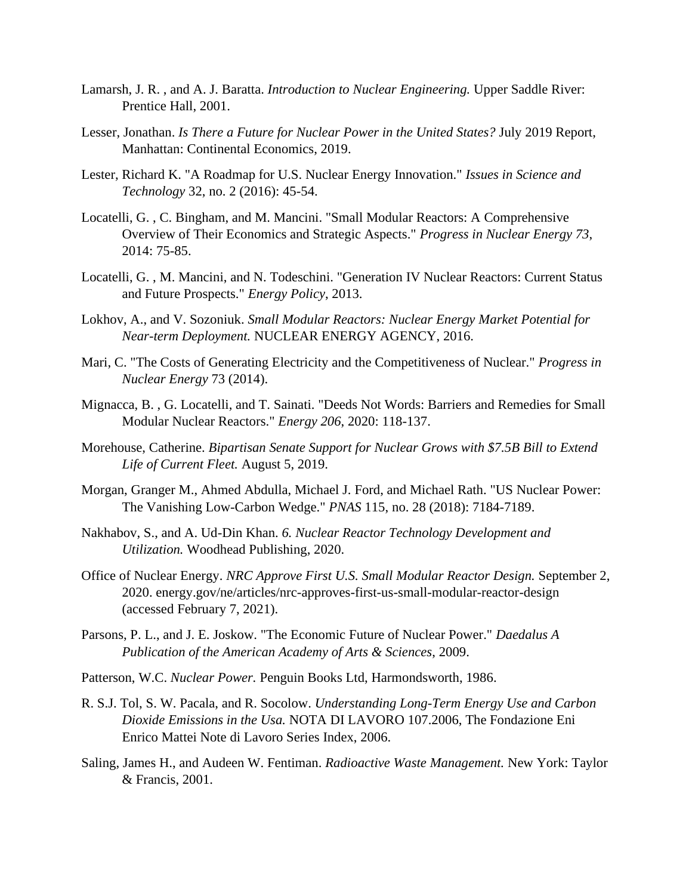Lamarsh, J. R. , and A. J. Baratta. *Introduction to Nuclear Engineering.* Upper Saddle River: Prentice Hall, 2001.

Lesser, Jonathan. *Is There a Future for Nuclear Power in the United States?* July 2019 Report, Manhattan: Continental Economics, 2019.

Lester, Richard K. "A Roadmap for U.S. Nuclear Energy Innovation." *Issues in Science and Technology* 32, no. 2 (2016): 45-54.

Locatelli, G. , C. Bingham, and M. Mancini. "Small Modular Reactors: A Comprehensive Overview of Their Economics and Strategic Aspects." *Progress in Nuclear Energy 73*, 2014: 75-85.

Locatelli, G. , M. Mancini, and N. Todeschini. "Generation IV Nuclear Reactors: Current Status and Future Prospects." *Energy Policy*, 2013.

Lokhov, A., and V. Sozoniuk. *Small Modular Reactors: Nuclear Energy Market Potential for Near-term Deployment.* NUCLEAR ENERGY AGENCY, 2016.

Mari, C. "The Costs of Generating Electricity and the Competitiveness of Nuclear." *Progress in Nuclear Energy* 73 (2014).

Mignacca, B. , G. Locatelli, and T. Sainati. "Deeds Not Words: Barriers and Remedies for Small Modular Nuclear Reactors." *Energy 206*, 2020: 118-137.

Morehouse, Catherine. *Bipartisan Senate Support for Nuclear Grows with $7.5B Bill to Extend Life of Current Fleet.* August 5, 2019.

Morgan, Granger M., Ahmed Abdulla, Michael J. Ford, and Michael Rath. "US Nuclear Power: The Vanishing Low-Carbon Wedge." *PNAS* 115, no. 28 (2018): 7184-7189.

Nakhabov, S., and A. Ud-Din Khan. *6. Nuclear Reactor Technology Development and Utilization.* Woodhead Publishing, 2020.

Office of Nuclear Energy. *NRC Approve First U.S. Small Modular Reactor Design.* September 2, 2020. energy.gov/ne/articles/nrc-approves-first-us-small-modular-reactor-design (accessed February 7, 2021).

Parsons, P. L., and J. E. Joskow. "The Economic Future of Nuclear Power." *Daedalus A Publication of the American Academy of Arts & Sciences*, 2009.

Patterson, W.C. *Nuclear Power.* Penguin Books Ltd, Harmondsworth, 1986.

R. S.J. Tol, S. W. Pacala, and R. Socolow. *Understanding Long-Term Energy Use and Carbon Dioxide Emissions in the Usa.* NOTA DI LAVORO 107.2006, The Fondazione Eni Enrico Mattei Note di Lavoro Series Index, 2006.

Saling, James H., and Audeen W. Fentiman. *Radioactive Waste Management.* New York: Taylor & Francis, 2001.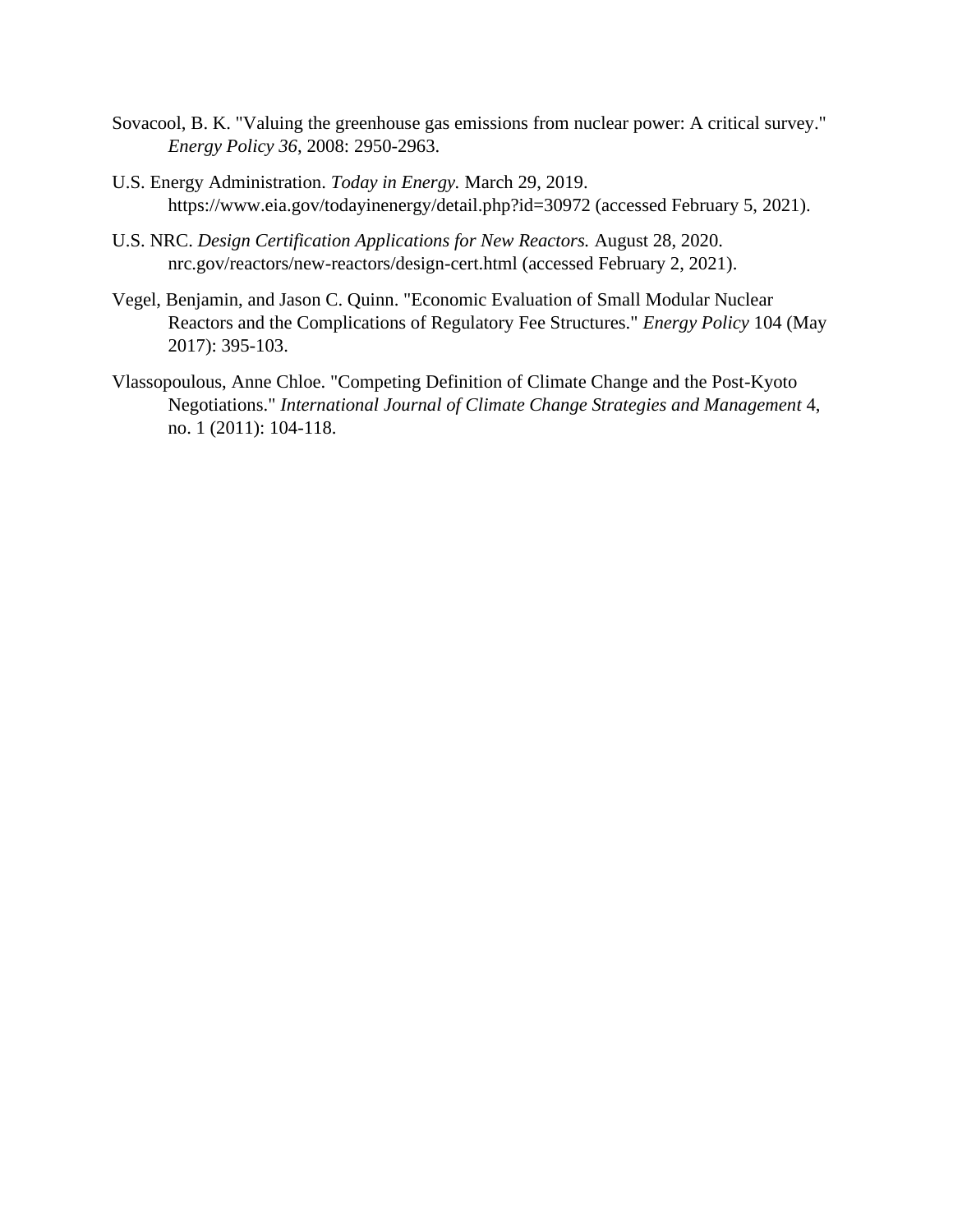Sovacool, B. K. "Valuing the greenhouse gas emissions from nuclear power: A critical survey." *Energy Policy 36*, 2008: 2950-2963.

U.S. Energy Administration. *Today in Energy.* March 29, 2019. https://www.eia.gov/todayinenergy/detail.php?id=30972 (accessed February 5, 2021).

U.S. NRC. *Design Certification Applications for New Reactors.* August 28, 2020. nrc.gov/reactors/new-reactors/design-cert.html (accessed February 2, 2021).

Vegel, Benjamin, and Jason C. Quinn. "Economic Evaluation of Small Modular Nuclear Reactors and the Complications of Regulatory Fee Structures." *Energy Policy* 104 (May 2017): 395-103.

Vlassopoulous, Anne Chloe. "Competing Definition of Climate Change and the Post-Kyoto Negotiations." *International Journal of Climate Change Strategies and Management* 4, no. 1 (2011): 104-118.